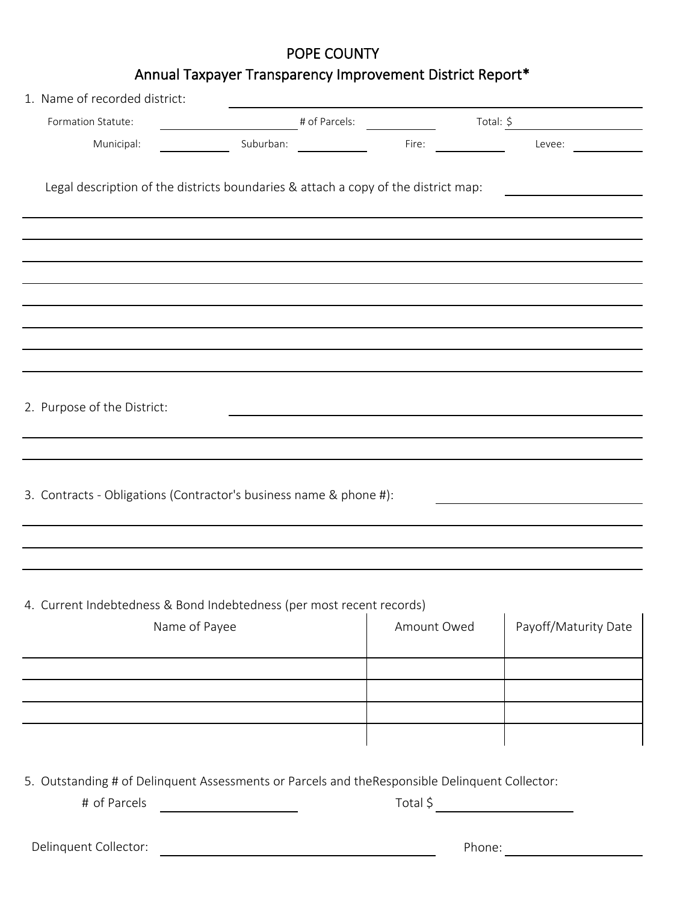# POPE COUNTY

## Annual Taxpayer Transparency Improvement District Report*

1. Name of recorded district: ______________________________

   Formation Statute: ______________ # of Parcels: ______________ Total: $ ______________

   Municipal: __________ Suburban: __________ Fire: __________ Levee: __________

   Legal description of the districts boundaries & attach a copy of the district map: __________

   ______________________________________________________________________

   ______________________________________________________________________

   ______________________________________________________________________

   ______________________________________________________________________

   ______________________________________________________________________

   ______________________________________________________________________

   ______________________________________________________________________

   ______________________________________________________________________

2. Purpose of the District: ______________________________

   ______________________________________________________________________

   ______________________________________________________________________

3. Contracts - Obligations (Contractor's business name & phone #): ______________________________

   ______________________________________________________________________

   ______________________________________________________________________

   ______________________________________________________________________

4. Current Indebtedness & Bond Indebtedness (per most recent records)

| Name of Payee | Amount Owed | Payoff/Maturity Date |
|---|---|---|
| | | |
| | | |
| | | |
| | | |
| | | |

5. Outstanding # of Delinquent Assessments or Parcels and theResponsible Delinquent Collector:

   # of Parcels ______________ Total $ ______________

   Delinquent Collector: ______________________________ Phone: ______________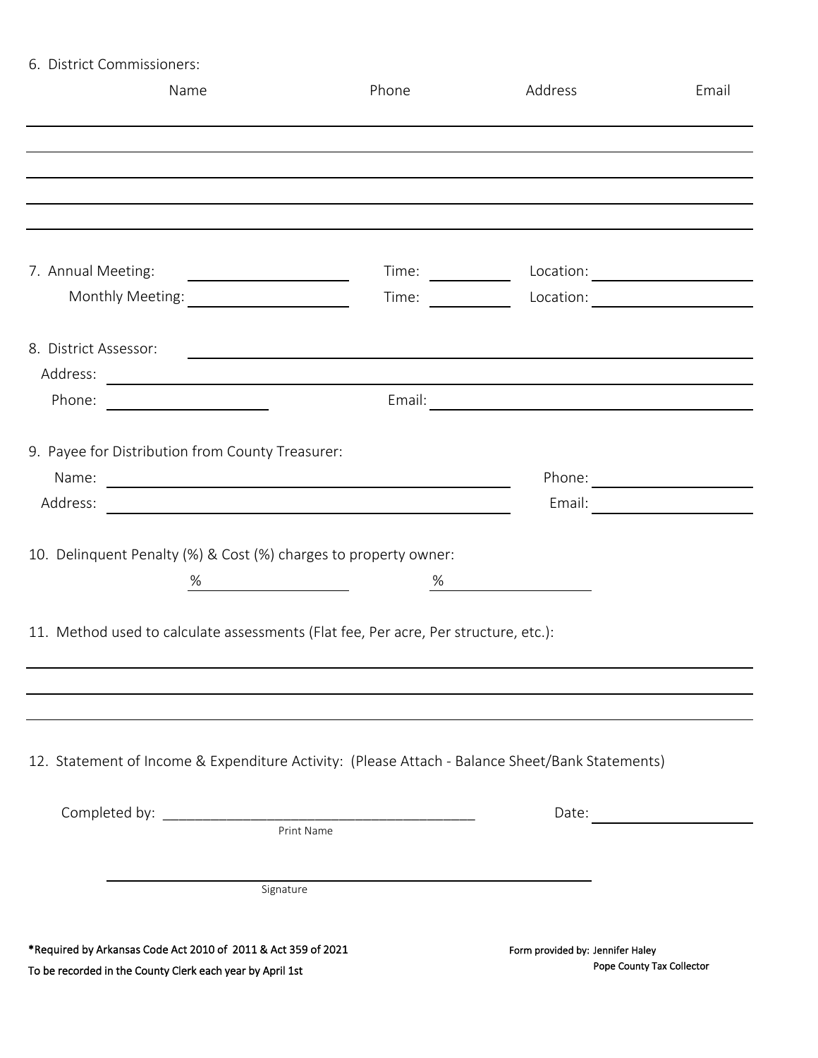6. District Commissioners:

| Name | Phone | Address | Email |
|---|---|---|---|
| | | | |
| | | | |
| | | | |
| | | | |
| | | | |

7. Annual Meeting: ____________________ Time: __________ Location: ____________________

Monthly Meeting: ____________________ Time: __________ Location: ____________________

8. District Assessor: ________________________________________________________________

Address: ________________________________________________________________

Phone: ____________________ Email: ________________________________________

9. Payee for Distribution from County Treasurer:

Name: ________________________________________ Phone: ____________________

Address: ________________________________________ Email: ____________________

10. Delinquent Penalty (%) & Cost (%) charges to property owner:

% ____________________ % ____________________

11. Method used to calculate assessments (Flat fee, Per acre, Per structure, etc.):

________________________________________________________________

________________________________________________________________

________________________________________________________________

12. Statement of Income & Expenditure Activity: (Please Attach - Balance Sheet/Bank Statements)

Completed by: ________________________________________ Date: ____________________

Print Name

________________________________________________________________

Signature

*Required by Arkansas Code Act 2010 of 2011 & Act 359 of 2021

To be recorded in the County Clerk each year by April 1st

Form provided by: Jennifer Haley
Pope County Tax Collector